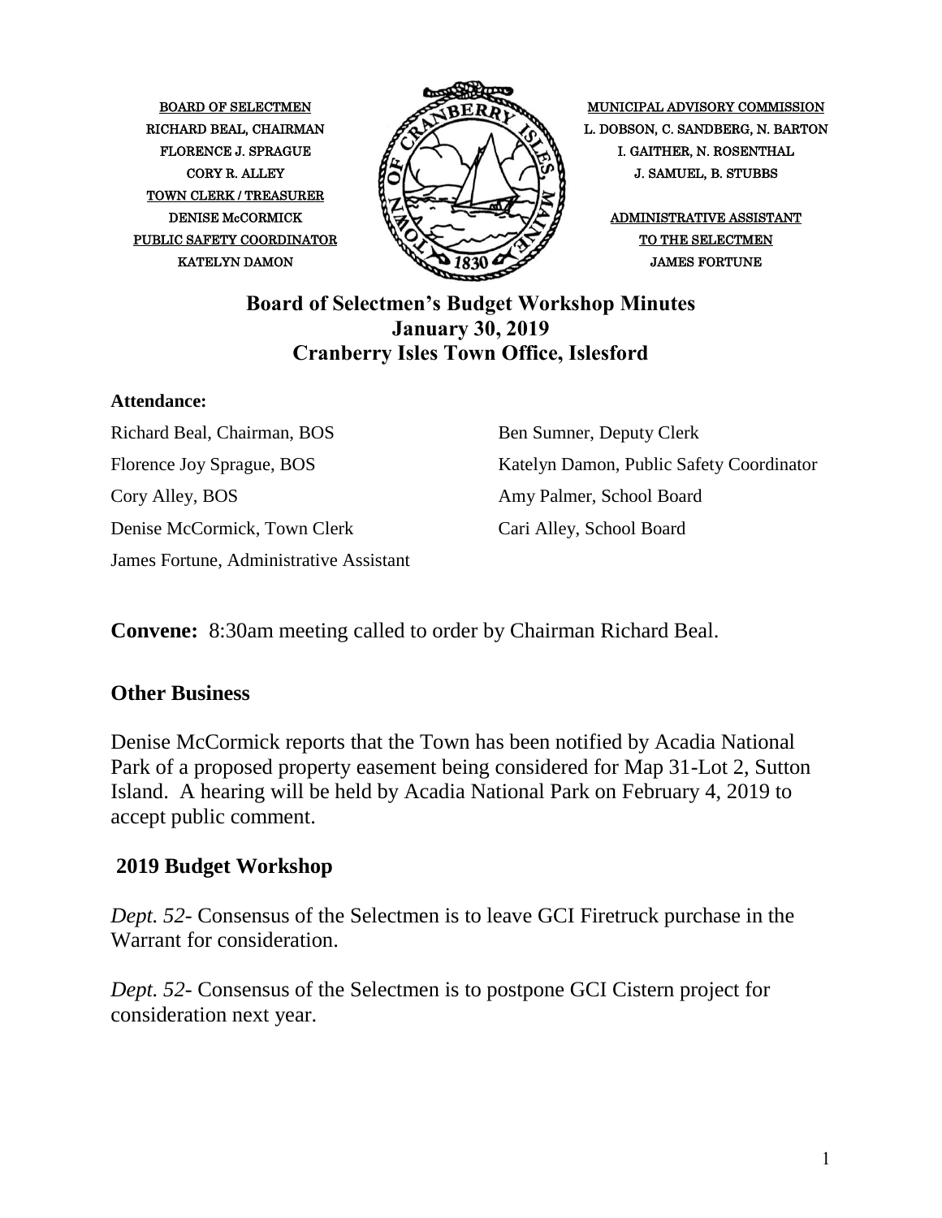BOARD OF SELECTMEN
RICHARD BEAL, CHAIRMAN
FLORENCE J. SPRAGUE
CORY R. ALLEY
TOWN CLERK / TREASURER
DENISE McCORMICK
PUBLIC SAFETY COORDINATOR
KATELYN DAMON

MUNICIPAL ADVISORY COMMISSION
L. DOBSON, C. SANDBERG, N. BARTON
I. GAITHER, N. ROSENTHAL
J. SAMUEL, B. STUBBS

ADMINISTRATIVE ASSISTANT
TO THE SELECTMEN
JAMES FORTUNE

# Board of Selectmen's Budget Workshop Minutes
## January 30, 2019
## Cranberry Isles Town Office, Islesford

**Attendance:**

Richard Beal, Chairman, BOS
Florence Joy Sprague, BOS
Cory Alley, BOS
Denise McCormick, Town Clerk
James Fortune, Administrative Assistant
Ben Sumner, Deputy Clerk
Katelyn Damon, Public Safety Coordinator
Amy Palmer, School Board
Cari Alley, School Board

**Convene:** 8:30am meeting called to order by Chairman Richard Beal.

## Other Business

Denise McCormick reports that the Town has been notified by Acadia National Park of a proposed property easement being considered for Map 31-Lot 2, Sutton Island. A hearing will be held by Acadia National Park on February 4, 2019 to accept public comment.

## 2019 Budget Workshop

*Dept. 52*- Consensus of the Selectmen is to leave GCI Firetruck purchase in the Warrant for consideration.

*Dept. 52*- Consensus of the Selectmen is to postpone GCI Cistern project for consideration next year.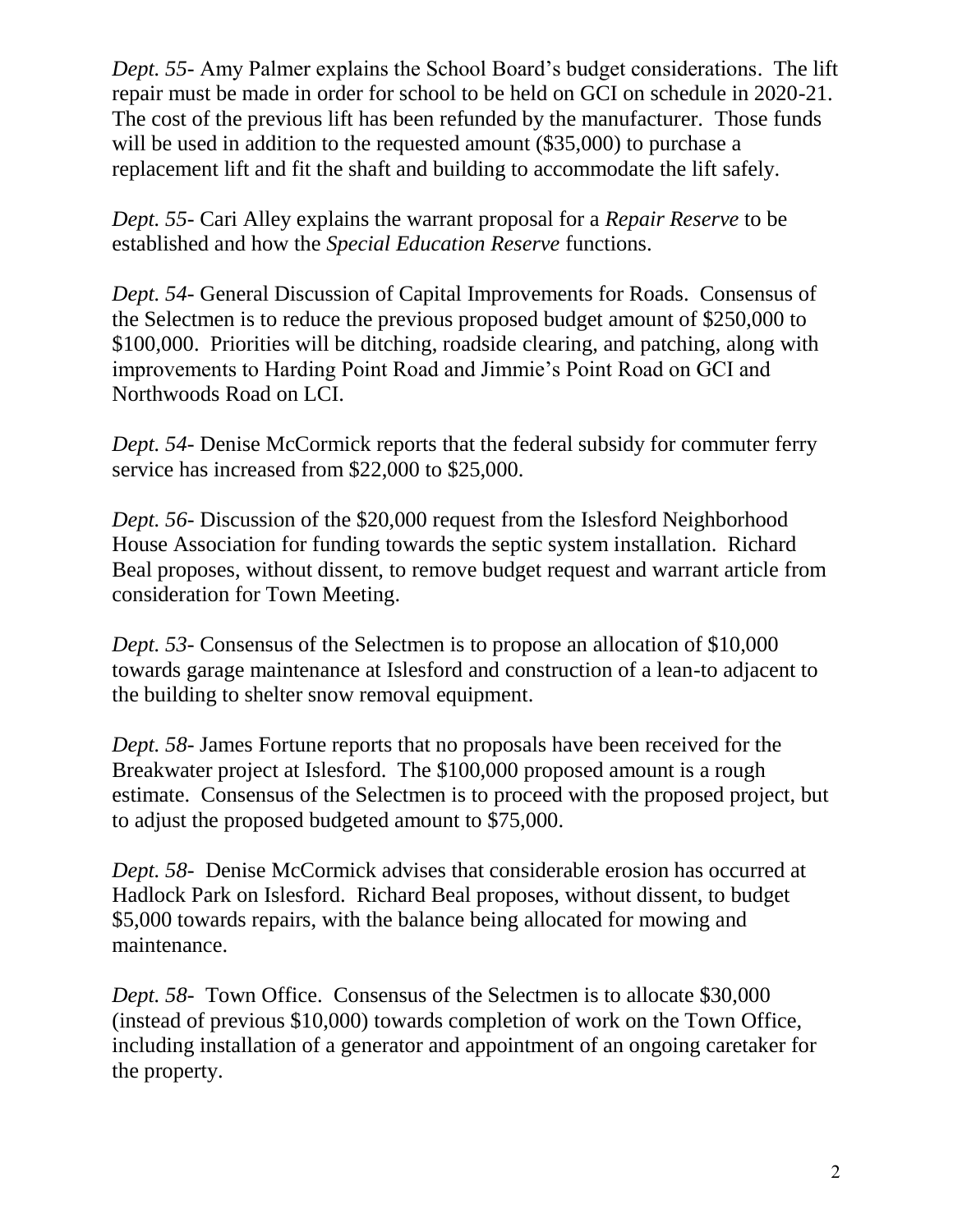*Dept. 55*- Amy Palmer explains the School Board's budget considerations. The lift repair must be made in order for school to be held on GCI on schedule in 2020-21. The cost of the previous lift has been refunded by the manufacturer. Those funds will be used in addition to the requested amount ($35,000) to purchase a replacement lift and fit the shaft and building to accommodate the lift safely.

*Dept. 55*- Cari Alley explains the warrant proposal for a *Repair Reserve* to be established and how the *Special Education Reserve* functions.

*Dept. 54*- General Discussion of Capital Improvements for Roads. Consensus of the Selectmen is to reduce the previous proposed budget amount of $250,000 to $100,000. Priorities will be ditching, roadside clearing, and patching, along with improvements to Harding Point Road and Jimmie's Point Road on GCI and Northwoods Road on LCI.

*Dept. 54*- Denise McCormick reports that the federal subsidy for commuter ferry service has increased from $22,000 to $25,000.

*Dept. 56*- Discussion of the $20,000 request from the Islesford Neighborhood House Association for funding towards the septic system installation. Richard Beal proposes, without dissent, to remove budget request and warrant article from consideration for Town Meeting.

*Dept. 53*- Consensus of the Selectmen is to propose an allocation of $10,000 towards garage maintenance at Islesford and construction of a lean-to adjacent to the building to shelter snow removal equipment.

*Dept. 58*- James Fortune reports that no proposals have been received for the Breakwater project at Islesford. The $100,000 proposed amount is a rough estimate. Consensus of the Selectmen is to proceed with the proposed project, but to adjust the proposed budgeted amount to $75,000.

*Dept. 58*- Denise McCormick advises that considerable erosion has occurred at Hadlock Park on Islesford. Richard Beal proposes, without dissent, to budget $5,000 towards repairs, with the balance being allocated for mowing and maintenance.

*Dept. 58*- Town Office. Consensus of the Selectmen is to allocate $30,000 (instead of previous $10,000) towards completion of work on the Town Office, including installation of a generator and appointment of an ongoing caretaker for the property.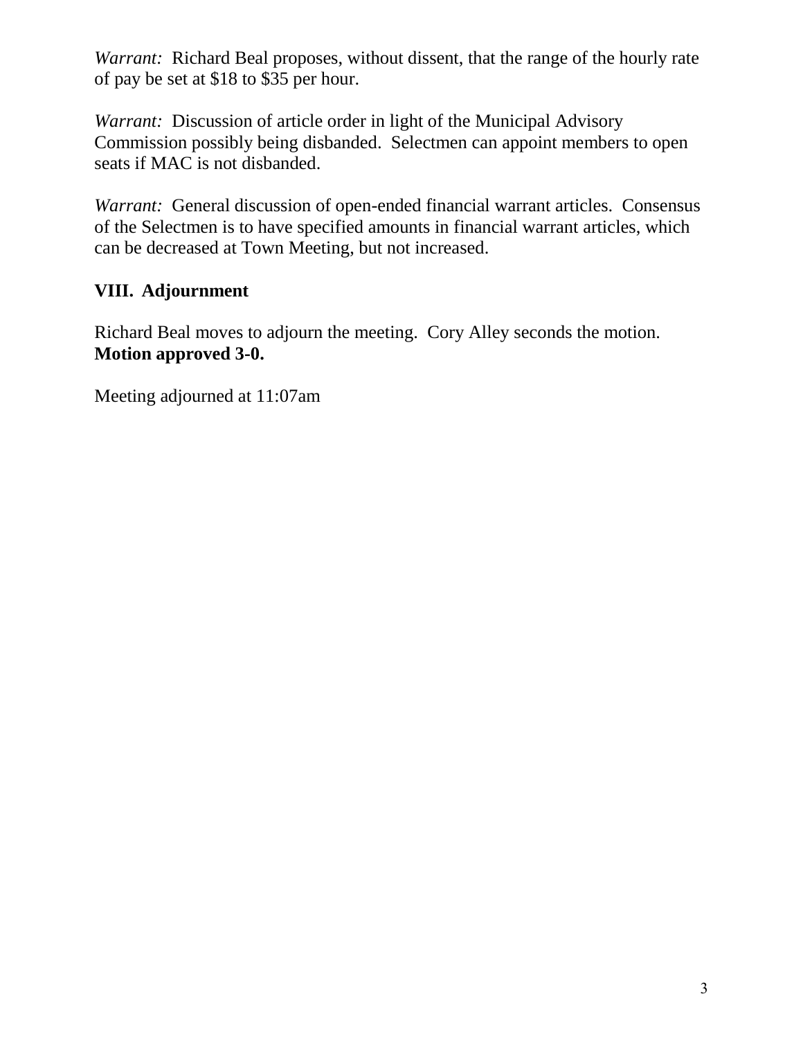*Warrant:* Richard Beal proposes, without dissent, that the range of the hourly rate of pay be set at $18 to $35 per hour.

*Warrant:* Discussion of article order in light of the Municipal Advisory Commission possibly being disbanded. Selectmen can appoint members to open seats if MAC is not disbanded.

*Warrant:* General discussion of open-ended financial warrant articles. Consensus of the Selectmen is to have specified amounts in financial warrant articles, which can be decreased at Town Meeting, but not increased.

## VIII. Adjournment

Richard Beal moves to adjourn the meeting. Cory Alley seconds the motion. **Motion approved 3-0.**

Meeting adjourned at 11:07am